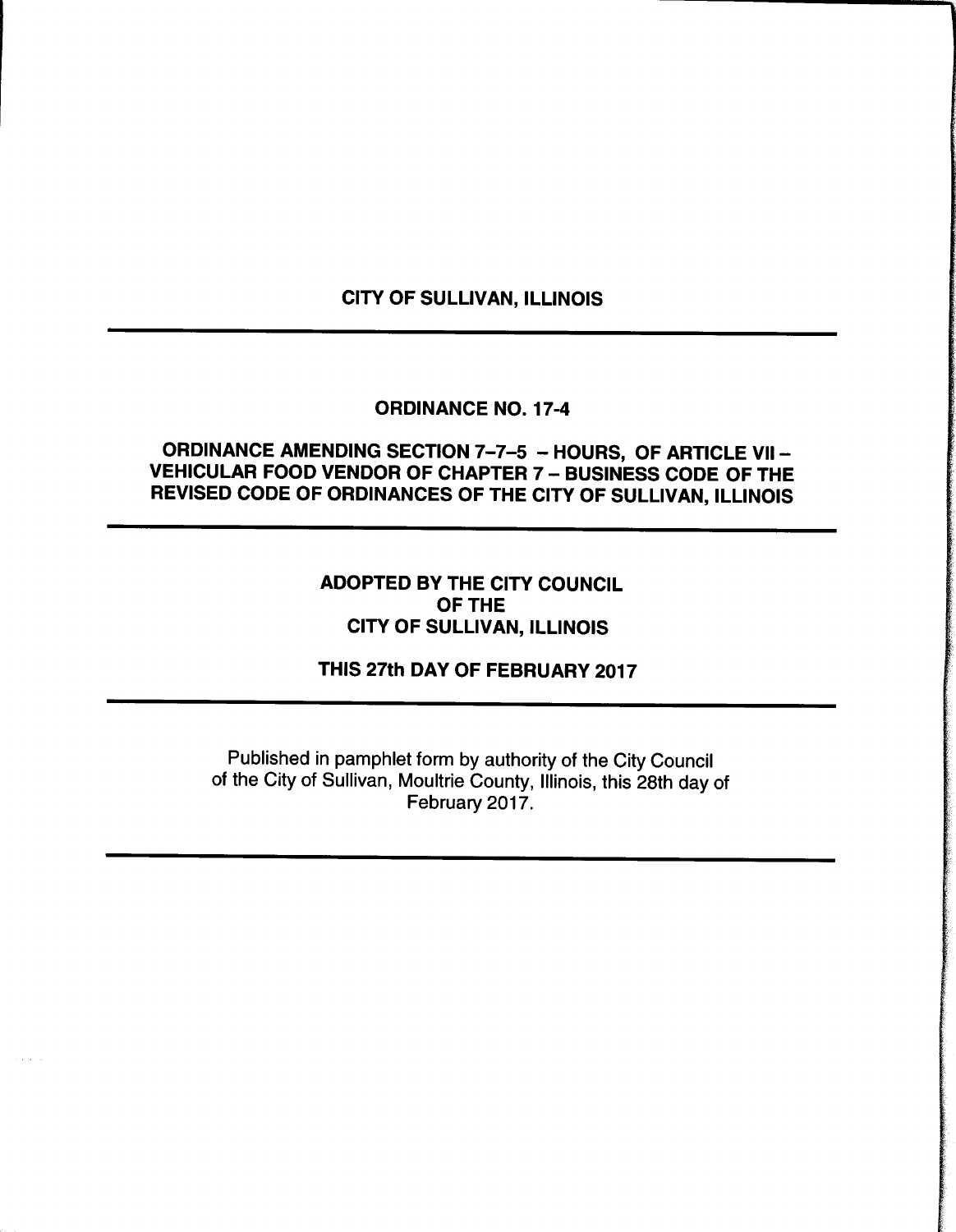# CITY OF SULLIVAN, ILLINOIS

---

## ORDINANCE NO. 17-4

## ORDINANCE AMENDING SECTION 7–7–5 – HOURS, OF ARTICLE VII – VEHICULAR FOOD VENDOR OF CHAPTER 7 – BUSINESS CODE OF THE REVISED CODE OF ORDINANCES OF THE CITY OF SULLIVAN, ILLINOIS

---

**ADOPTED BY THE CITY COUNCIL**
**OF THE**
**CITY OF SULLIVAN, ILLINOIS**

**THIS 27th DAY OF FEBRUARY 2017**

---

Published in pamphlet form by authority of the City Council of the City of Sullivan, Moultrie County, Illinois, this 28th day of February 2017.

---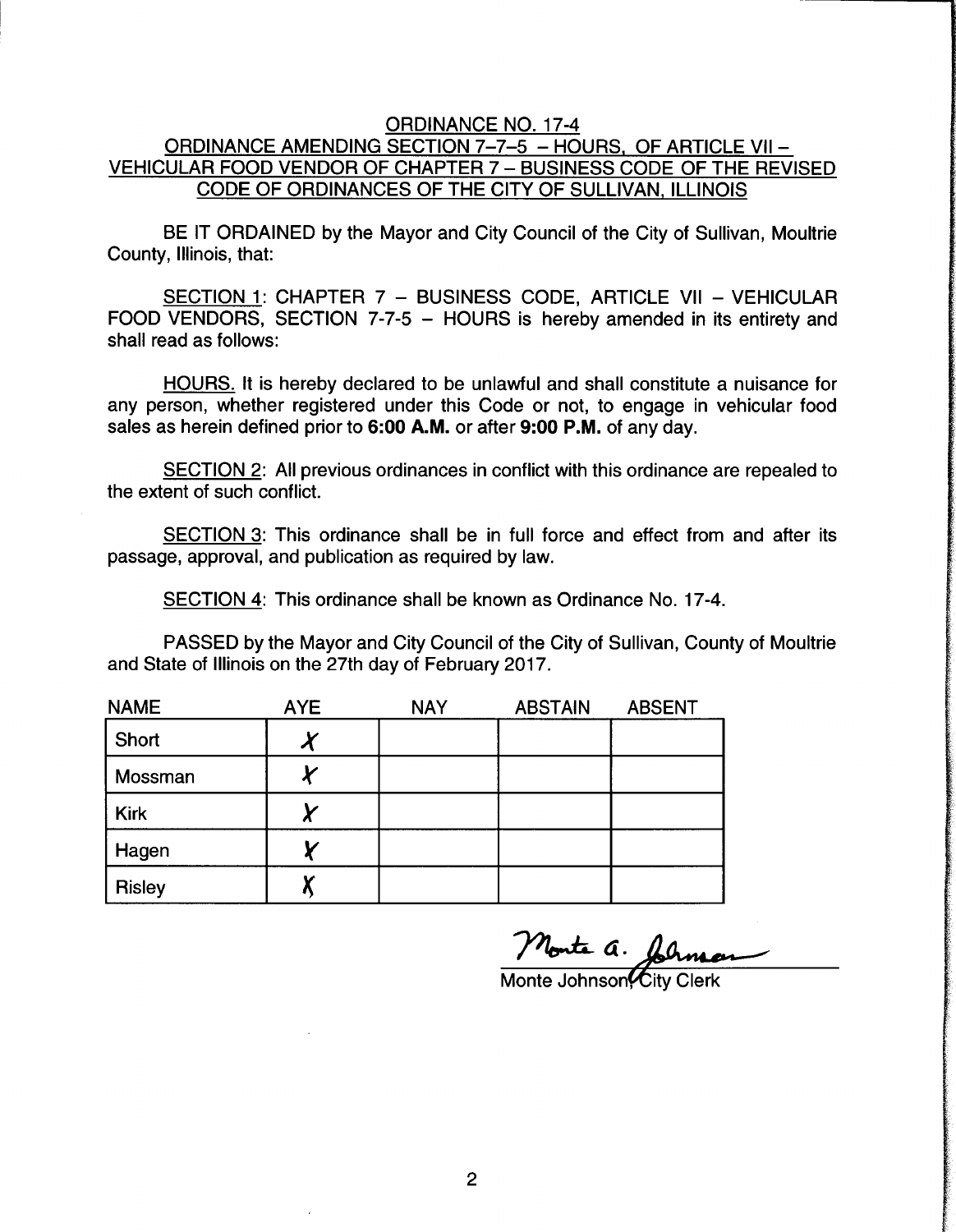# ORDINANCE NO. 17-4

## ORDINANCE AMENDING SECTION 7–7–5 – HOURS, OF ARTICLE VII – VEHICULAR FOOD VENDOR OF CHAPTER 7 – BUSINESS CODE OF THE REVISED CODE OF ORDINANCES OF THE CITY OF SULLIVAN, ILLINOIS

BE IT ORDAINED by the Mayor and City Council of the City of Sullivan, Moultrie County, Illinois, that:

SECTION 1: CHAPTER 7 – BUSINESS CODE, ARTICLE VII – VEHICULAR FOOD VENDORS, SECTION 7-7-5 – HOURS is hereby amended in its entirety and shall read as follows:

HOURS. It is hereby declared to be unlawful and shall constitute a nuisance for any person, whether registered under this Code or not, to engage in vehicular food sales as herein defined prior to **6:00 A.M.** or after **9:00 P.M.** of any day.

SECTION 2: All previous ordinances in conflict with this ordinance are repealed to the extent of such conflict.

SECTION 3: This ordinance shall be in full force and effect from and after its passage, approval, and publication as required by law.

SECTION 4: This ordinance shall be known as Ordinance No. 17-4.

PASSED by the Mayor and City Council of the City of Sullivan, County of Moultrie and State of Illinois on the 27th day of February 2017.

| NAME | AYE | NAY | ABSTAIN | ABSENT |
|---|---|---|---|---|
| Short | X | | | |
| Mossman | X | | | |
| Kirk | X | | | |
| Hagen | X | | | |
| Risley | X | | | |

Monte A. Johnson

Monte Johnson, City Clerk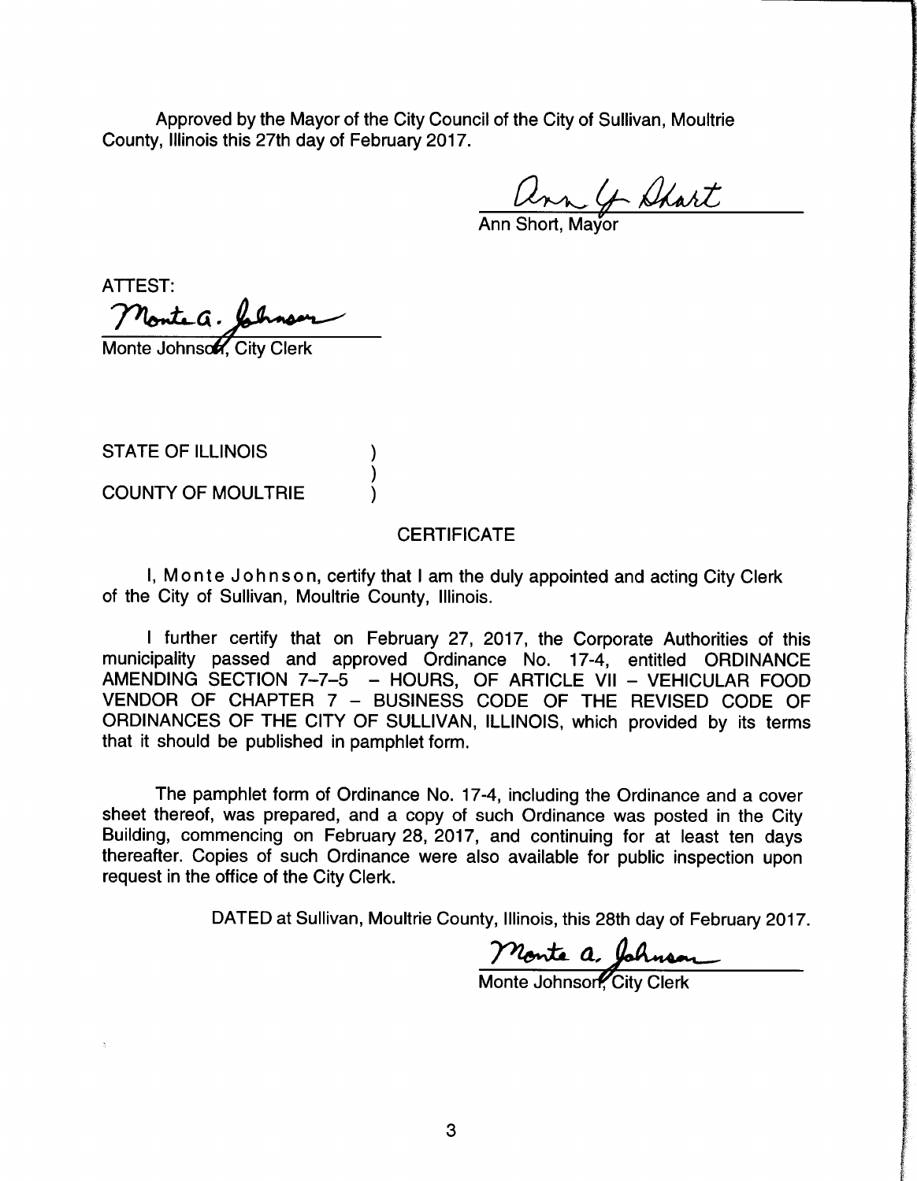Approved by the Mayor of the City Council of the City of Sullivan, Moultrie County, Illinois this 27th day of February 2017.

Ann Short, Mayor

ATTEST:

Monte Johnson, City Clerk

STATE OF ILLINOIS )
 )
COUNTY OF MOULTRIE )

CERTIFICATE

I, Monte Johnson, certify that I am the duly appointed and acting City Clerk of the City of Sullivan, Moultrie County, Illinois.

I further certify that on February 27, 2017, the Corporate Authorities of this municipality passed and approved Ordinance No. 17-4, entitled ORDINANCE AMENDING SECTION 7–7–5 – HOURS, OF ARTICLE VII – VEHICULAR FOOD VENDOR OF CHAPTER 7 – BUSINESS CODE OF THE REVISED CODE OF ORDINANCES OF THE CITY OF SULLIVAN, ILLINOIS, which provided by its terms that it should be published in pamphlet form.

The pamphlet form of Ordinance No. 17-4, including the Ordinance and a cover sheet thereof, was prepared, and a copy of such Ordinance was posted in the City Building, commencing on February 28, 2017, and continuing for at least ten days thereafter. Copies of such Ordinance were also available for public inspection upon request in the office of the City Clerk.

DATED at Sullivan, Moultrie County, Illinois, this 28th day of February 2017.

Monte Johnson, City Clerk